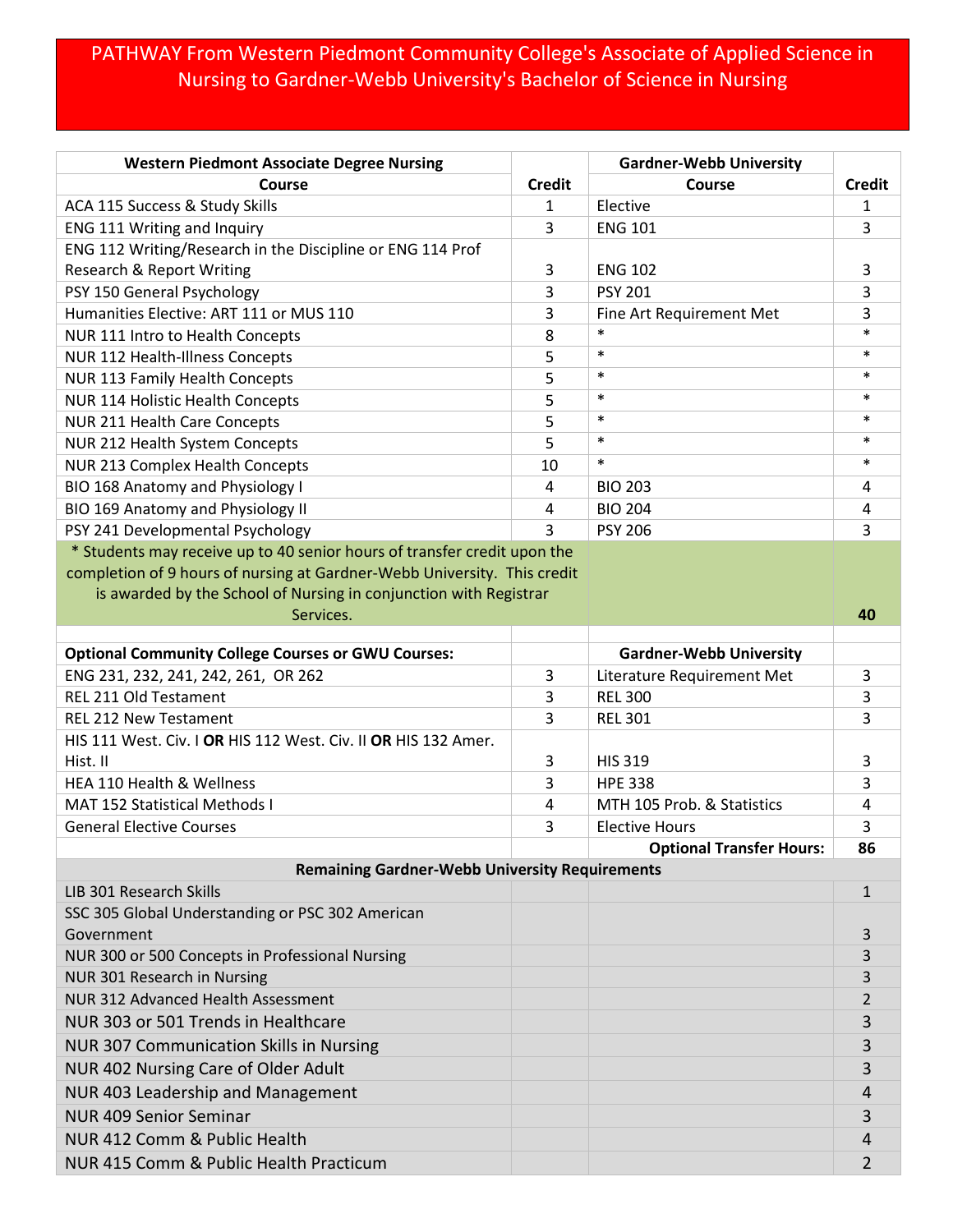# PATHWAY From Western Piedmont Community College's Associate of Applied Science in Nursing to Gardner-Webb University's Bachelor of Science in Nursing

| Western Piedmont Associate Degree Nursing Course | Credit | Gardner-Webb University Course | Credit |
|---|---|---|---|
| ACA 115 Success & Study Skills | 1 | Elective | 1 |
| ENG 111 Writing and Inquiry | 3 | ENG 101 | 3 |
| ENG 112 Writing/Research in the Discipline or ENG 114 Prof Research & Report Writing | 3 | ENG 102 | 3 |
| PSY 150 General Psychology | 3 | PSY 201 | 3 |
| Humanities Elective: ART 111 or MUS 110 | 3 | Fine Art Requirement Met | 3 |
| NUR 111 Intro to Health Concepts | 8 | * | * |
| NUR 112 Health-Illness Concepts | 5 | * | * |
| NUR 113 Family Health Concepts | 5 | * | * |
| NUR 114 Holistic Health Concepts | 5 | * | * |
| NUR 211 Health Care Concepts | 5 | * | * |
| NUR 212 Health System Concepts | 5 | * | * |
| NUR 213 Complex Health Concepts | 10 | * | * |
| BIO 168 Anatomy and Physiology I | 4 | BIO 203 | 4 |
| BIO 169 Anatomy and Physiology II | 4 | BIO 204 | 4 |
| PSY 241 Developmental Psychology | 3 | PSY 206 | 3 |
| * Students may receive up to 40 senior hours of transfer credit upon the completion of 9 hours of nursing at Gardner-Webb University. This credit is awarded by the School of Nursing in conjunction with Registrar Services. | | | **40** |
| | | | |
| **Optional Community College Courses or GWU Courses:** | | **Gardner-Webb University** | |
| ENG 231, 232, 241, 242, 261, OR 262 | 3 | Literature Requirement Met | 3 |
| REL 211 Old Testament | 3 | REL 300 | 3 |
| REL 212 New Testament | 3 | REL 301 | 3 |
| HIS 111 West. Civ. I **OR** HIS 112 West. Civ. II **OR** HIS 132 Amer. Hist. II | 3 | HIS 319 | 3 |
| HEA 110 Health & Wellness | 3 | HPE 338 | 3 |
| MAT 152 Statistical Methods I | 4 | MTH 105 Prob. & Statistics | 4 |
| General Elective Courses | 3 | Elective Hours | 3 |
| | | **Optional Transfer Hours:** | **86** |
| **Remaining Gardner-Webb University Requirements** | | | |
| LIB 301 Research Skills | | | 1 |
| SSC 305 Global Understanding or PSC 302 American Government | | | 3 |
| NUR 300 or 500 Concepts in Professional Nursing | | | 3 |
| NUR 301 Research in Nursing | | | 3 |
| NUR 312 Advanced Health Assessment | | | 2 |
| NUR 303 or 501 Trends in Healthcare | | | 3 |
| NUR 307 Communication Skills in Nursing | | | 3 |
| NUR 402 Nursing Care of Older Adult | | | 3 |
| NUR 403 Leadership and Management | | | 4 |
| NUR 409 Senior Seminar | | | 3 |
| NUR 412 Comm & Public Health | | | 4 |
| NUR 415 Comm & Public Health Practicum | | | 2 |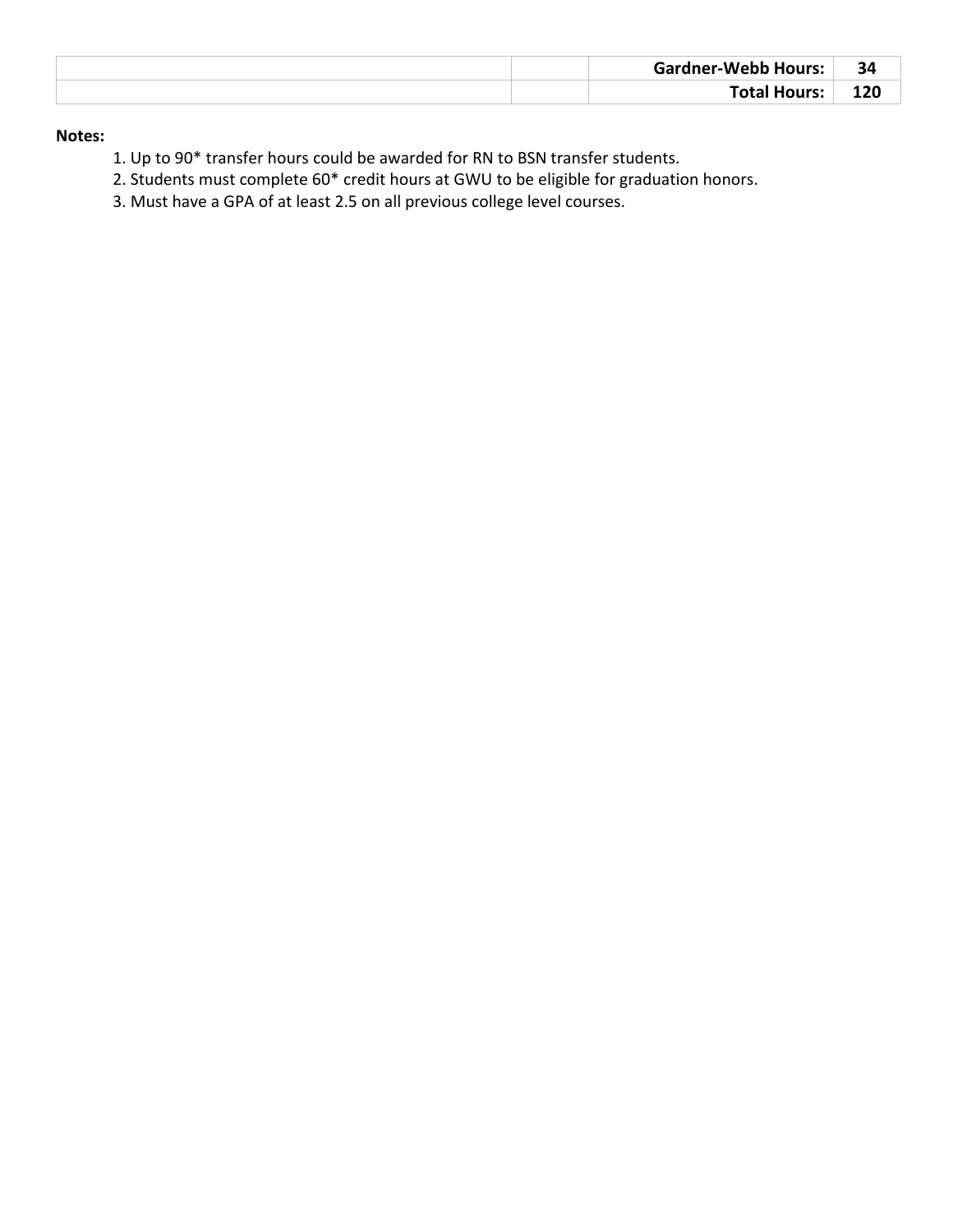| | | | |
|---|---|---|---|
| | | **Gardner-Webb Hours:** | **34** |
| | | **Total Hours:** | **120** |

**Notes:**

1. Up to 90* transfer hours could be awarded for RN to BSN transfer students.
2. Students must complete 60* credit hours at GWU to be eligible for graduation honors.
3. Must have a GPA of at least 2.5 on all previous college level courses.